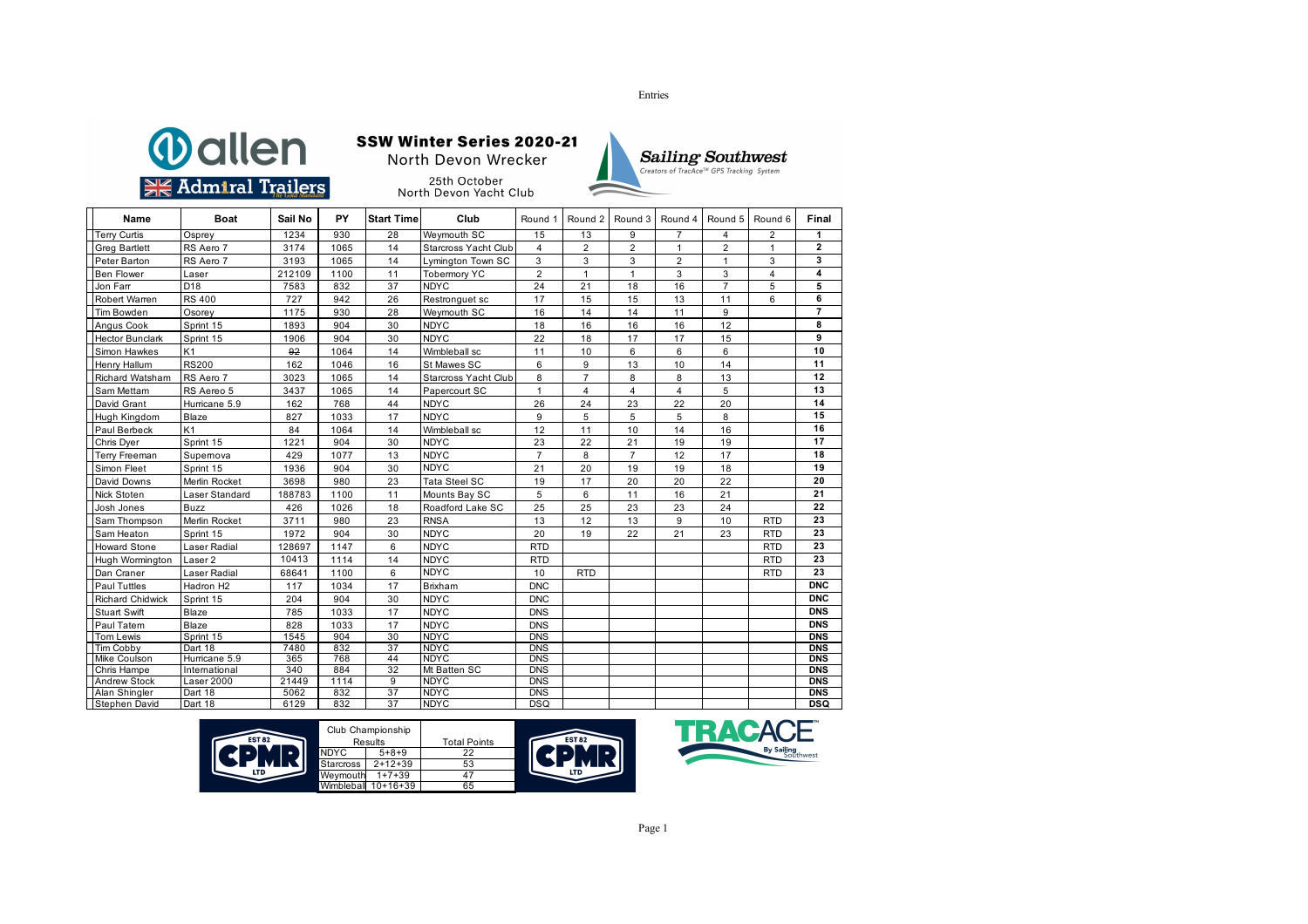Entries

allen
Admiral Trailers

# SSW Winter Series 2020-21

North Devon Wrecker

25th October
North Devon Yacht Club

Sailing Southwest
Creators of TracAce™ GPS Tracking System

| Name | Boat | Sail No | PY | Start Time | Club | Round 1 | Round 2 | Round 3 | Round 4 | Round 5 | Round 6 | Final |
|---|---|---|---|---|---|---|---|---|---|---|---|---|
| Terry Curtis | Osprey | 1234 | 930 | 28 | Weymouth SC | 15 | 13 | 9 | 7 | 4 | 2 | 1 |
| Greg Bartlett | RS Aero 7 | 3174 | 1065 | 14 | Starcross Yacht Club | 4 | 2 | 2 | 1 | 2 | 1 | 2 |
| Peter Barton | RS Aero 7 | 3193 | 1065 | 14 | Lymington Town SC | 3 | 3 | 3 | 2 | 1 | 3 | 3 |
| Ben Flower | Laser | 212109 | 1100 | 11 | Tobermory YC | 2 | 1 | 1 | 3 | 3 | 4 | 4 |
| Jon Farr | D18 | 7583 | 832 | 37 | NDYC | 24 | 21 | 18 | 16 | 7 | 5 | 5 |
| Robert Warren | RS 400 | 727 | 942 | 26 | Restronguet sc | 17 | 15 | 15 | 13 | 11 | 6 | 6 |
| Tim Bowden | Osorey | 1175 | 930 | 28 | Weymouth SC | 16 | 14 | 14 | 11 | 9 | | 7 |
| Angus Cook | Sprint 15 | 1893 | 904 | 30 | NDYC | 18 | 16 | 16 | 16 | 12 | | 8 |
| Hector Bunclark | Sprint 15 | 1906 | 904 | 30 | NDYC | 22 | 18 | 17 | 17 | 15 | | 9 |
| Simon Hawkes | K1 | 92 | 1064 | 14 | Wimbleball sc | 11 | 10 | 6 | 6 | 6 | | 10 |
| Henry Hallum | RS200 | 162 | 1046 | 16 | St Mawes SC | 6 | 9 | 13 | 10 | 14 | | 11 |
| Richard Watsham | RS Aero 7 | 3023 | 1065 | 14 | Starcross Yacht Club | 8 | 7 | 8 | 8 | 13 | | 12 |
| Sam Mettam | RS Aereo 5 | 3437 | 1065 | 14 | Papercourt SC | 1 | 4 | 4 | 4 | 5 | | 13 |
| David Grant | Hurricane 5.9 | 162 | 768 | 44 | NDYC | 26 | 24 | 23 | 22 | 20 | | 14 |
| Hugh Kingdom | Blaze | 827 | 1033 | 17 | NDYC | 9 | 5 | 5 | 5 | 8 | | 15 |
| Paul Berbeck | K1 | 84 | 1064 | 14 | Wimbleball sc | 12 | 11 | 10 | 14 | 16 | | 16 |
| Chris Dyer | Sprint 15 | 1221 | 904 | 30 | NDYC | 23 | 22 | 21 | 19 | 19 | | 17 |
| Terry Freeman | Supernova | 429 | 1077 | 13 | NDYC | 7 | 8 | 7 | 12 | 17 | | 18 |
| Simon Fleet | Sprint 15 | 1936 | 904 | 30 | NDYC | 21 | 20 | 19 | 19 | 18 | | 19 |
| David Downs | Merlin Rocket | 3698 | 980 | 23 | Tata Steel SC | 19 | 17 | 20 | 20 | 22 | | 20 |
| Nick Stoten | Laser Standard | 188783 | 1100 | 11 | Mounts Bay SC | 5 | 6 | 11 | 16 | 21 | | 21 |
| Josh Jones | Buzz | 426 | 1026 | 18 | Roadford Lake SC | 25 | 25 | 23 | 23 | 24 | | 22 |
| Sam Thompson | Merlin Rocket | 3711 | 980 | 23 | RNSA | 13 | 12 | 13 | 9 | 10 | RTD | 23 |
| Sam Heaton | Sprint 15 | 1972 | 904 | 30 | NDYC | 20 | 19 | 22 | 21 | 23 | RTD | 23 |
| Howard Stone | Laser Radial | 128697 | 1147 | 6 | NDYC | RTD | | | | | RTD | 23 |
| Hugh Wormington | Laser 2 | 10413 | 1114 | 14 | NDYC | RTD | | | | | RTD | 23 |
| Dan Craner | Laser Radial | 68641 | 1100 | 6 | NDYC | 10 | RTD | | | | RTD | 23 |
| Paul Tuttles | Hadron H2 | 117 | 1034 | 17 | Brixham | DNC | | | | | | DNC |
| Richard Chidwick | Sprint 15 | 204 | 904 | 30 | NDYC | DNC | | | | | | DNC |
| Stuart Swift | Blaze | 785 | 1033 | 17 | NDYC | DNS | | | | | | DNS |
| Paul Tatem | Blaze | 828 | 1033 | 17 | NDYC | DNS | | | | | | DNS |
| Tom Lewis | Sprint 15 | 1545 | 904 | 30 | NDYC | DNS | | | | | | DNS |
| Tim Cobby | Dart 18 | 7480 | 832 | 37 | NDYC | DNS | | | | | | DNS |
| Mike Coulson | Hurricane 5.9 | 365 | 768 | 44 | NDYC | DNS | | | | | | DNS |
| Chris Hampe | International | 340 | 884 | 32 | Mt Batten SC | DNS | | | | | | DNS |
| Andrew Stock | Laser 2000 | 21449 | 1114 | 9 | NDYC | DNS | | | | | | DNS |
| Alan Shingler | Dart 18 | 5062 | 832 | 37 | NDYC | DNS | | | | | | DNS |
| Stephen David | Dart 18 | 6129 | 832 | 37 | NDYC | DSQ | | | | | | DSQ |

| Club Championship Results | | Total Points |
|---|---|---|
| NDYC | 5+8+9 | 22 |
| Starcross | 2+12+39 | 53 |
| Weymouth | 1+7+39 | 47 |
| Wimbleball | 10+16+39 | 65 |

EST 82 CPMR LTD

TRACACE™ By Sailing Southwest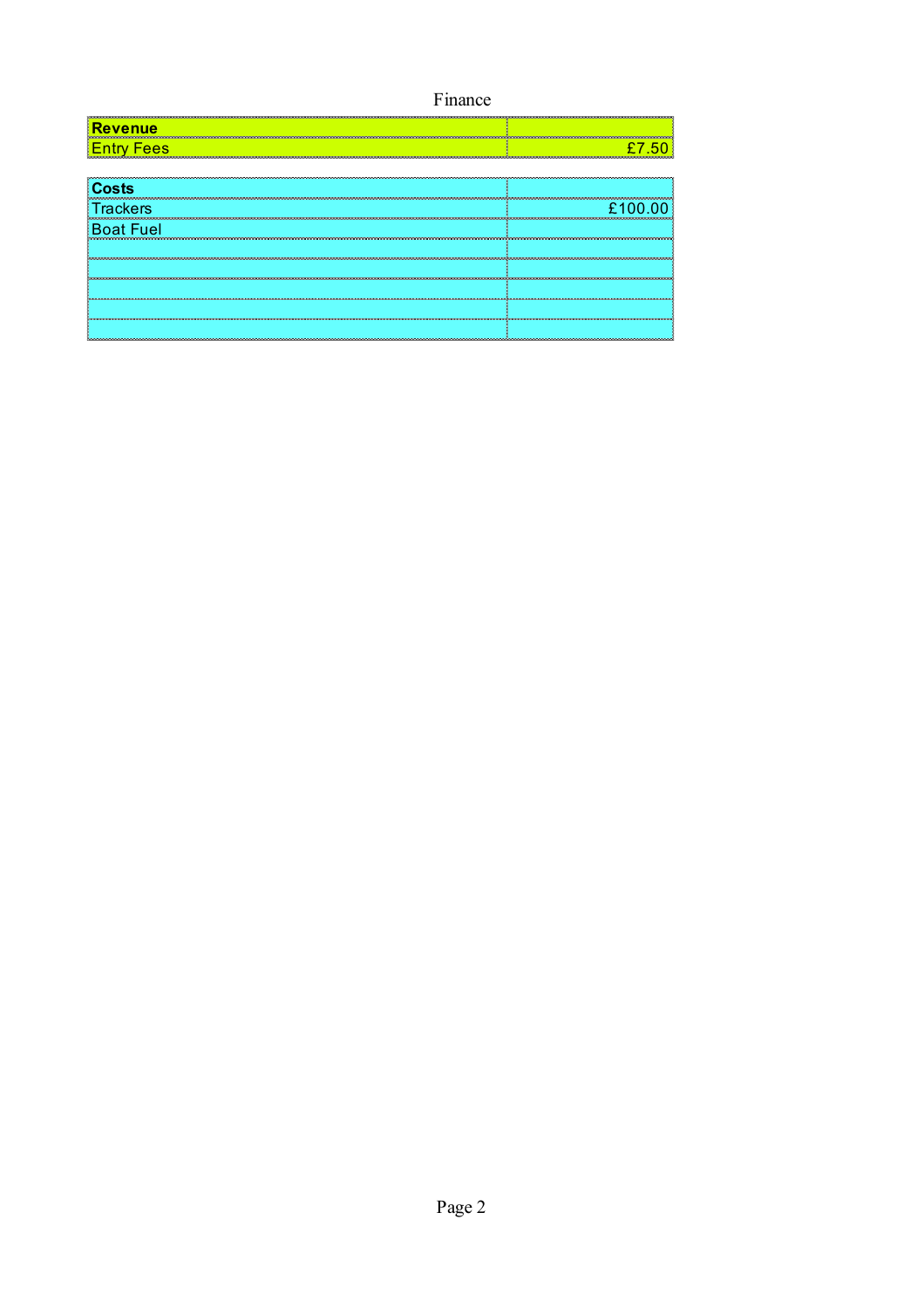# Finance

| Revenue | |
|---|---|
| Entry Fees | £7.50 |

| Costs | |
|---|---|
| Trackers | £100.00 |
| Boat Fuel | |
| | |
| | |
| | |
| | |
| | |